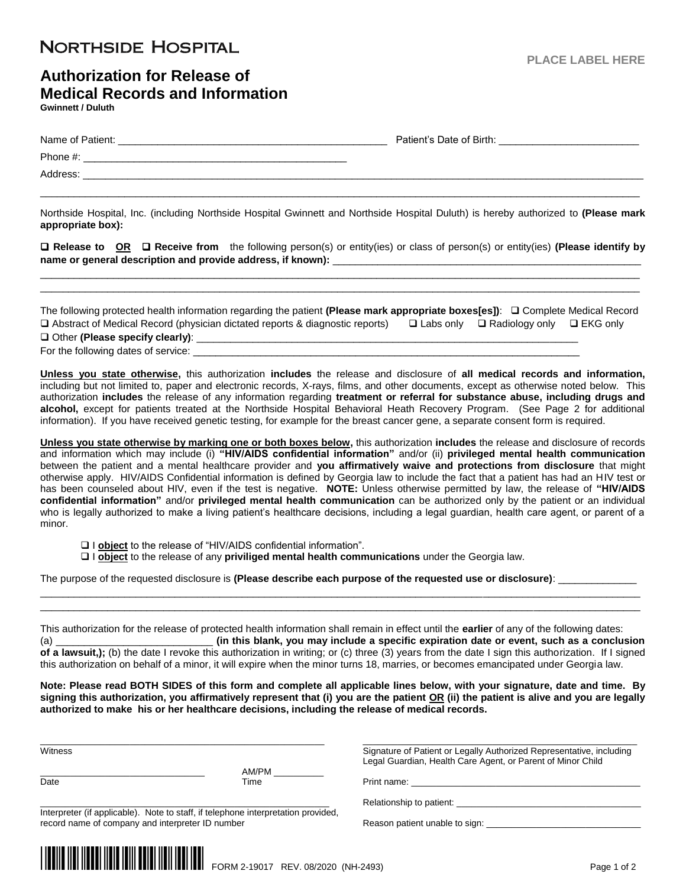# NORTHSIDE HOSPITAL

PLACE LABEL HERE

## Authorization for Release of Medical Records and Information

**Gwinnett / Duluth**

Name of Patient: _______________________________________________ Patient's Date of Birth: ________________________

Phone #: _______________________________________________

Address: ______________________________________________________________________________________________

______________________________________________________________________________________________________

Northside Hospital, Inc. (including Northside Hospital Gwinnett and Northside Hospital Duluth) is hereby authorized to **(Please mark appropriate box):**

❑ **Release to** **OR** ❑ **Receive from** the following person(s) or entity(ies) or class of person(s) or entity(ies) **(Please identify by name or general description and provide address, if known):** ________________________________________________________

______________________________________________________________________________________________________

______________________________________________________________________________________________________

The following protected health information regarding the patient **(Please mark appropriate boxes[es])**: ❑ Complete Medical Record
❑ Abstract of Medical Record (physician dictated reports & diagnostic reports) ❑ Labs only ❑ Radiology only ❑ EKG only
❑ Other **(Please specify clearly)**: ______________________________________________________________________
For the following dates of service: ______________________________________________________________________

**Unless you state otherwise,** this authorization **includes** the release and disclosure of **all medical records and information,** including but not limited to, paper and electronic records, X-rays, films, and other documents, except as otherwise noted below. This authorization **includes** the release of any information regarding **treatment or referral for substance abuse, including drugs and alcohol,** except for patients treated at the Northside Hospital Behavioral Heath Recovery Program. (See Page 2 for additional information). If you have received genetic testing, for example for the breast cancer gene, a separate consent form is required.

**Unless you state otherwise by marking one or both boxes below,** this authorization **includes** the release and disclosure of records and information which may include (i) **"HIV/AIDS confidential information"** and/or (ii) **privileged mental health communication** between the patient and a mental healthcare provider and **you affirmatively waive and protections from disclosure** that might otherwise apply. HIV/AIDS Confidential information is defined by Georgia law to include the fact that a patient has had an HIV test or has been counseled about HIV, even if the test is negative. **NOTE:** Unless otherwise permitted by law, the release of **"HIV/AIDS confidential information"** and/or **privileged mental health communication** can be authorized only by the patient or an individual who is legally authorized to make a living patient's healthcare decisions, including a legal guardian, health care agent, or parent of a minor.

- ❑ I **object** to the release of "HIV/AIDS confidential information".
- ❑ I **object** to the release of any **priviliged mental health communications** under the Georgia law.

The purpose of the requested disclosure is **(Please describe each purpose of the requested use or disclosure)**: ______________

______________________________________________________________________________________________________

______________________________________________________________________________________________________

This authorization for the release of protected health information shall remain in effect until the **earlier** of any of the following dates:
(a) ____________________________ **(in this blank, you may include a specific expiration date or event, such as a conclusion of a lawsuit,);** (b) the date I revoke this authorization in writing; or (c) three (3) years from the date I sign this authorization. If I signed this authorization on behalf of a minor, it will expire when the minor turns 18, marries, or becomes emancipated under Georgia law.

**Note: Please read BOTH SIDES of this form and complete all applicable lines below, with your signature, date and time. By signing this authorization, you affirmatively represent that (i) you are the patient OR (ii) the patient is alive and you are legally authorized to make his or her healthcare decisions, including the release of medical records.**

_______________________________________________
Witness

_______________________________ AM/PM __________
Date Time

_______________________________________________
Interpreter (if applicable). Note to staff, if telephone interpretation provided, record name of company and interpreter ID number

_______________________________________________
Signature of Patient or Legally Authorized Representative, including Legal Guardian, Health Care Agent, or Parent of Minor Child

Print name: _______________________________________________

Relationship to patient: _______________________________________

Reason patient unable to sign: ___________________________________

FORM 2-19017 REV. 08/2020 (NH-2493)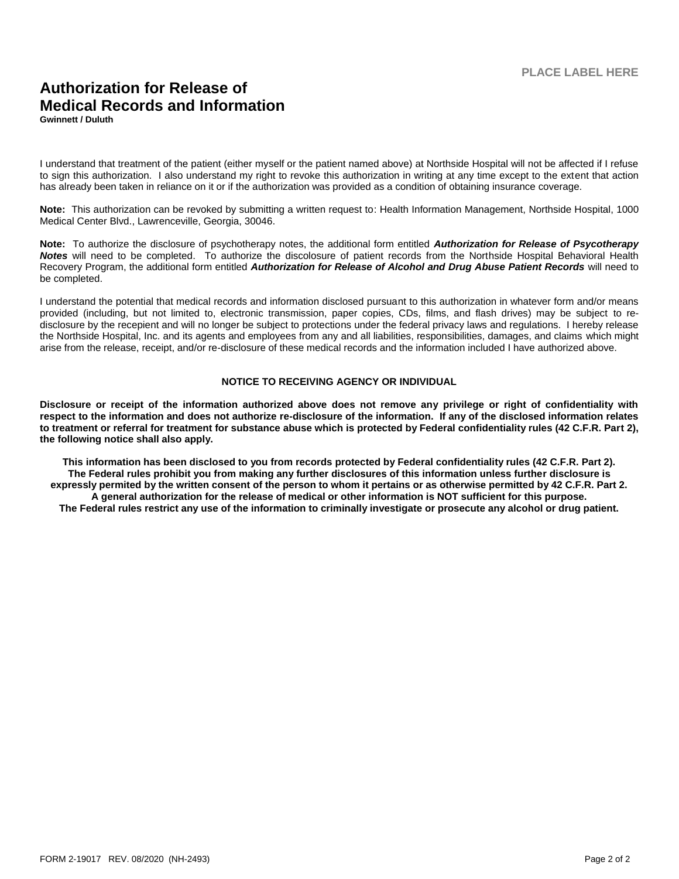PLACE LABEL HERE

# Authorization for Release of Medical Records and Information

**Gwinnett / Duluth**

I understand that treatment of the patient (either myself or the patient named above) at Northside Hospital will not be affected if I refuse to sign this authorization. I also understand my right to revoke this authorization in writing at any time except to the extent that action has already been taken in reliance on it or if the authorization was provided as a condition of obtaining insurance coverage.

**Note:** This authorization can be revoked by submitting a written request to: Health Information Management, Northside Hospital, 1000 Medical Center Blvd., Lawrenceville, Georgia, 30046.

**Note:** To authorize the disclosure of psychotherapy notes, the additional form entitled ***Authorization for Release of Psycotherapy Notes*** will need to be completed. To authorize the discolosure of patient records from the Northside Hospital Behavioral Health Recovery Program, the additional form entitled ***Authorization for Release of Alcohol and Drug Abuse Patient Records*** will need to be completed.

I understand the potential that medical records and information disclosed pursuant to this authorization in whatever form and/or means provided (including, but not limited to, electronic transmission, paper copies, CDs, films, and flash drives) may be subject to re-disclosure by the recepient and will no longer be subject to protections under the federal privacy laws and regulations. I hereby release the Northside Hospital, Inc. and its agents and employees from any and all liabilities, responsibilities, damages, and claims which might arise from the release, receipt, and/or re-disclosure of these medical records and the information included I have authorized above.

## NOTICE TO RECEIVING AGENCY OR INDIVIDUAL

**Disclosure or receipt of the information authorized above does not remove any privilege or right of confidentiality with respect to the information and does not authorize re-disclosure of the information. If any of the disclosed information relates to treatment or referral for treatment for substance abuse which is protected by Federal confidentiality rules (42 C.F.R. Part 2), the following notice shall also apply.**

**This information has been disclosed to you from records protected by Federal confidentiality rules (42 C.F.R. Part 2). The Federal rules prohibit you from making any further disclosures of this information unless further disclosure is expressly permited by the written consent of the person to whom it pertains or as otherwise permitted by 42 C.F.R. Part 2. A general authorization for the release of medical or other information is NOT sufficient for this purpose. The Federal rules restrict any use of the information to criminally investigate or prosecute any alcohol or drug patient.**

FORM 2-19017 REV. 08/2020 (NH-2493)